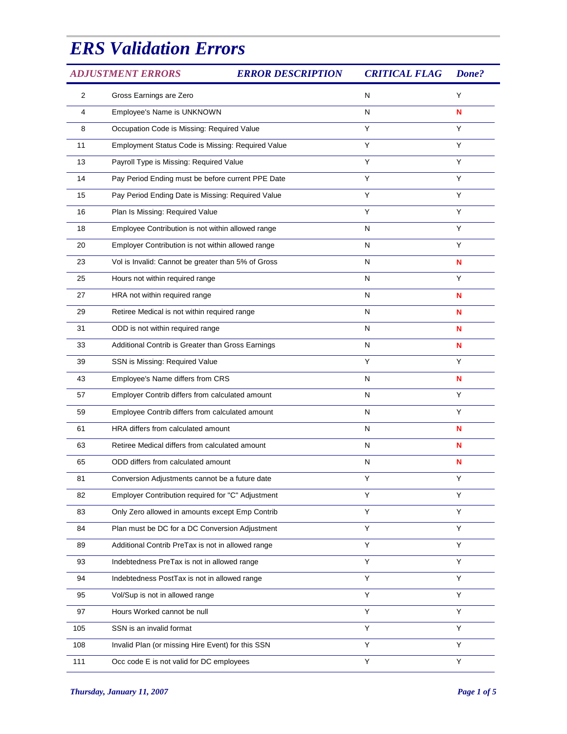# *ERS Validation Errors*

| *ADJUSTMENT ERRORS* | *ERROR DESCRIPTION* | *CRITICAL FLAG* | *Done?* |
|---|---|---|---|
| 2 | Gross Earnings are Zero | N | Y |
| 4 | Employee's Name is UNKNOWN | N | **N** |
| 8 | Occupation Code is Missing: Required Value | Y | Y |
| 11 | Employment Status Code is Missing: Required Value | Y | Y |
| 13 | Payroll Type is Missing: Required Value | Y | Y |
| 14 | Pay Period Ending must be before current PPE Date | Y | Y |
| 15 | Pay Period Ending Date is Missing: Required Value | Y | Y |
| 16 | Plan Is Missing: Required Value | Y | Y |
| 18 | Employee Contribution is not within allowed range | N | Y |
| 20 | Employer Contribution is not within allowed range | N | Y |
| 23 | Vol is Invalid: Cannot be greater than 5% of Gross | N | **N** |
| 25 | Hours not within required range | N | Y |
| 27 | HRA not within required range | N | **N** |
| 29 | Retiree Medical is not within required range | N | **N** |
| 31 | ODD is not within required range | N | **N** |
| 33 | Additional Contrib is Greater than Gross Earnings | N | **N** |
| 39 | SSN is Missing: Required Value | Y | Y |
| 43 | Employee's Name differs from CRS | N | **N** |
| 57 | Employer Contrib differs from calculated amount | N | Y |
| 59 | Employee Contrib differs from calculated amount | N | Y |
| 61 | HRA differs from calculated amount | N | **N** |
| 63 | Retiree Medical differs from calculated amount | N | **N** |
| 65 | ODD differs from calculated amount | N | **N** |
| 81 | Conversion Adjustments cannot be a future date | Y | Y |
| 82 | Employer Contribution required for "C" Adjustment | Y | Y |
| 83 | Only Zero allowed in amounts except Emp Contrib | Y | Y |
| 84 | Plan must be DC for a DC Conversion Adjustment | Y | Y |
| 89 | Additional Contrib PreTax is not in allowed range | Y | Y |
| 93 | Indebtedness PreTax is not in allowed range | Y | Y |
| 94 | Indebtedness PostTax is not in allowed range | Y | Y |
| 95 | Vol/Sup is not in allowed range | Y | Y |
| 97 | Hours Worked cannot be null | Y | Y |
| 105 | SSN is an invalid format | Y | Y |
| 108 | Invalid Plan (or missing Hire Event) for this SSN | Y | Y |
| 111 | Occ code E is not valid for DC employees | Y | Y |

*Thursday, January 11, 2007*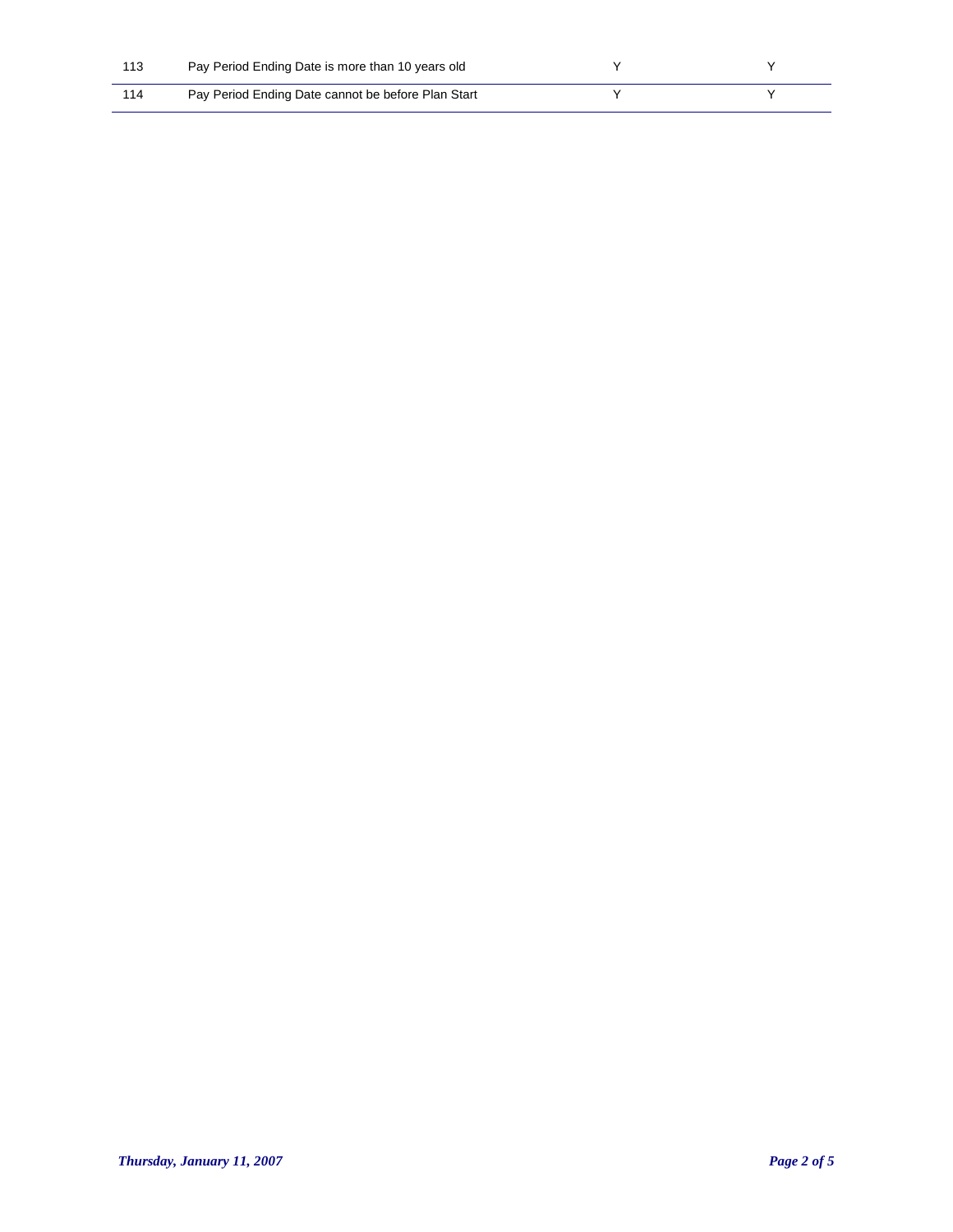| | | | |
|---|---|---|---|
| 113 | Pay Period Ending Date is more than 10 years old | Y | Y |
| 114 | Pay Period Ending Date cannot be before Plan Start | Y | Y |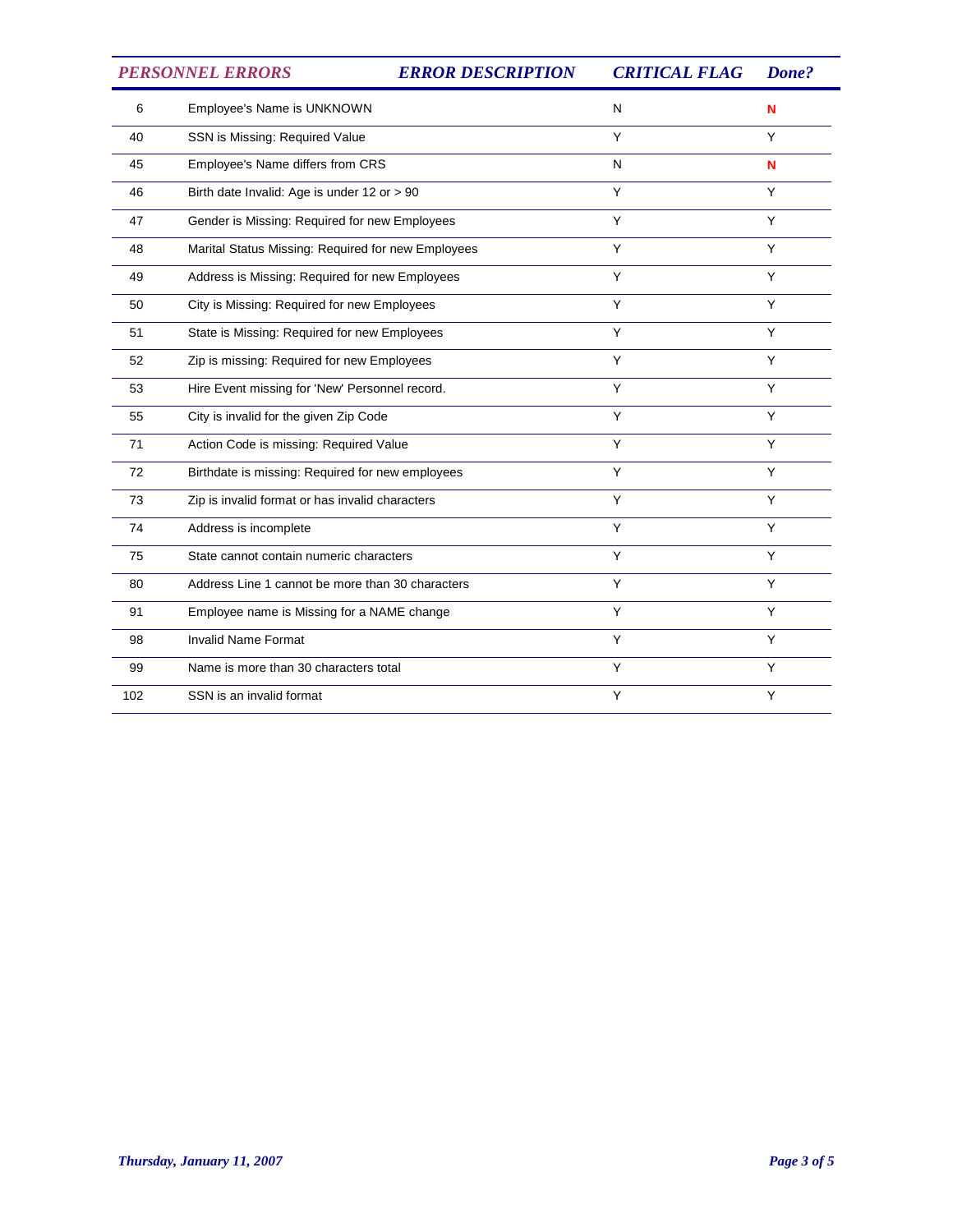| PERSONNEL ERRORS | ERROR DESCRIPTION | CRITICAL FLAG | Done? |
|---|---|---|---|
| 6 | Employee's Name is UNKNOWN | N | **N** |
| 40 | SSN is Missing: Required Value | Y | Y |
| 45 | Employee's Name differs from CRS | N | **N** |
| 46 | Birth date Invalid: Age is under 12 or > 90 | Y | Y |
| 47 | Gender is Missing: Required for new Employees | Y | Y |
| 48 | Marital Status Missing: Required for new Employees | Y | Y |
| 49 | Address is Missing: Required for new Employees | Y | Y |
| 50 | City is Missing: Required for new Employees | Y | Y |
| 51 | State is Missing: Required for new Employees | Y | Y |
| 52 | Zip is missing: Required for new Employees | Y | Y |
| 53 | Hire Event missing for 'New' Personnel record. | Y | Y |
| 55 | City is invalid for the given Zip Code | Y | Y |
| 71 | Action Code is missing: Required Value | Y | Y |
| 72 | Birthdate is missing: Required for new employees | Y | Y |
| 73 | Zip is invalid format or has invalid characters | Y | Y |
| 74 | Address is incomplete | Y | Y |
| 75 | State cannot contain numeric characters | Y | Y |
| 80 | Address Line 1 cannot be more than 30 characters | Y | Y |
| 91 | Employee name is Missing for a NAME change | Y | Y |
| 98 | Invalid Name Format | Y | Y |
| 99 | Name is more than 30 characters total | Y | Y |
| 102 | SSN is an invalid format | Y | Y |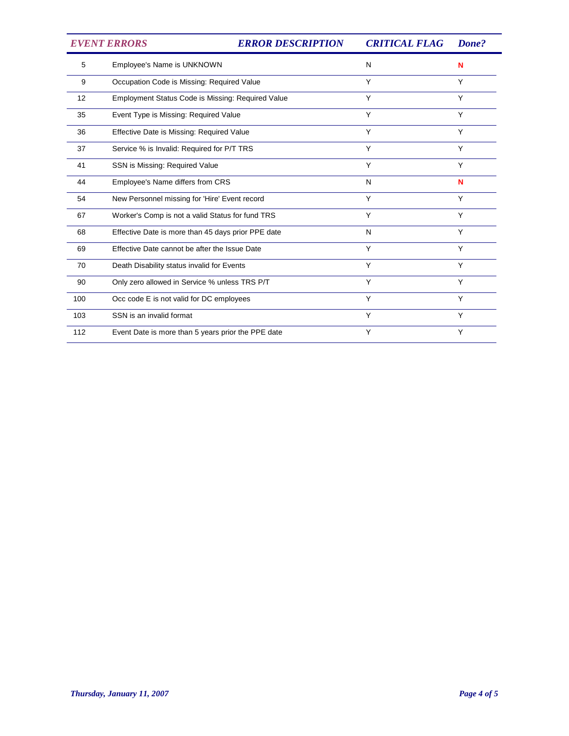| EVENT ERRORS | ERROR DESCRIPTION | CRITICAL FLAG | Done? |
|---|---|---|---|
| 5 | Employee's Name is UNKNOWN | N | **N** |
| 9 | Occupation Code is Missing: Required Value | Y | Y |
| 12 | Employment Status Code is Missing: Required Value | Y | Y |
| 35 | Event Type is Missing: Required Value | Y | Y |
| 36 | Effective Date is Missing: Required Value | Y | Y |
| 37 | Service % is Invalid: Required for P/T TRS | Y | Y |
| 41 | SSN is Missing: Required Value | Y | Y |
| 44 | Employee's Name differs from CRS | N | **N** |
| 54 | New Personnel missing for 'Hire' Event record | Y | Y |
| 67 | Worker's Comp is not a valid Status for fund TRS | Y | Y |
| 68 | Effective Date is more than 45 days prior PPE date | N | Y |
| 69 | Effective Date cannot be after the Issue Date | Y | Y |
| 70 | Death Disability status invalid for Events | Y | Y |
| 90 | Only zero allowed in Service % unless TRS P/T | Y | Y |
| 100 | Occ code E is not valid for DC employees | Y | Y |
| 103 | SSN is an invalid format | Y | Y |
| 112 | Event Date is more than 5 years prior the PPE date | Y | Y |

*Thursday, January 11, 2007*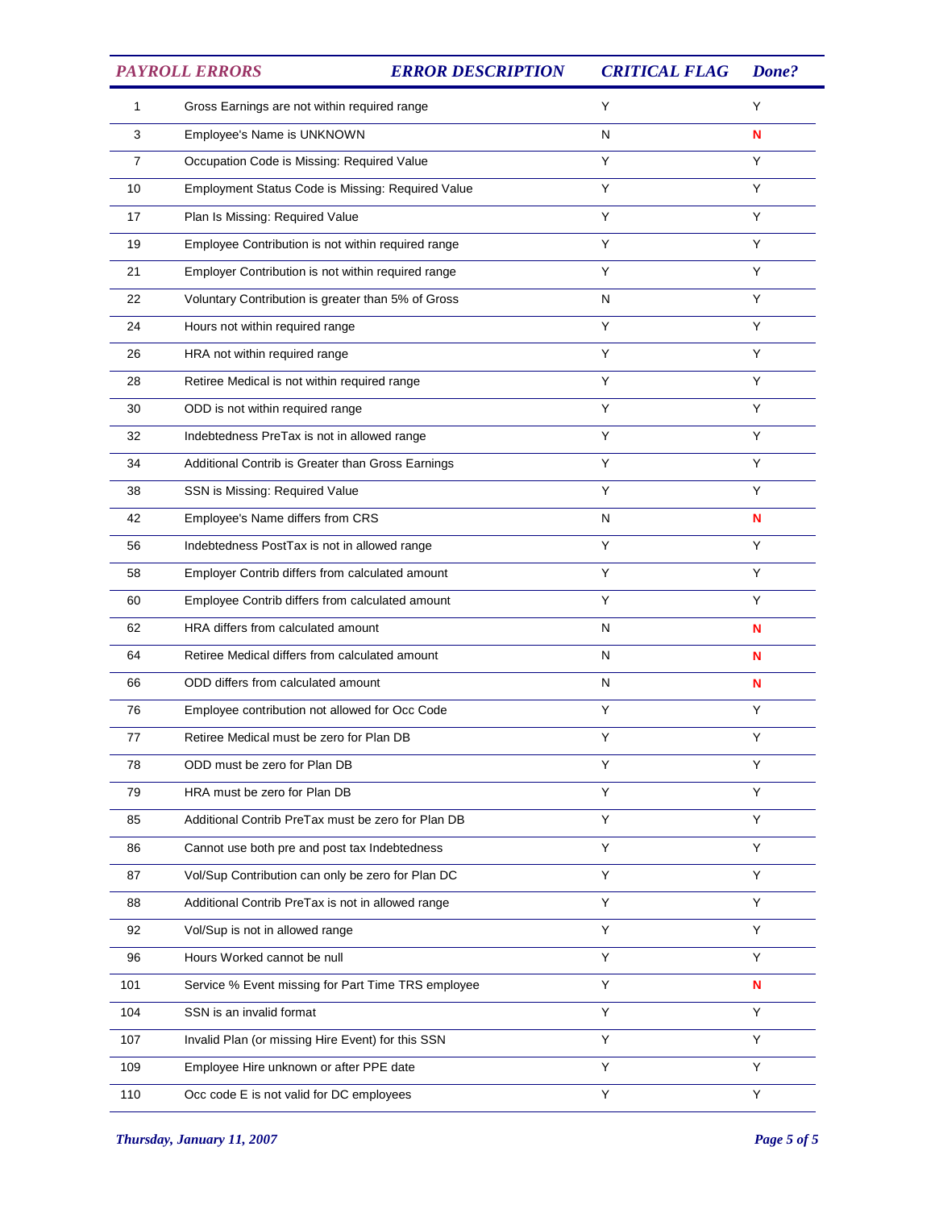| PAYROLL ERRORS | ERROR DESCRIPTION | CRITICAL FLAG | Done? |
|---|---|---|---|
| 1 | Gross Earnings are not within required range | Y | Y |
| 3 | Employee's Name is UNKNOWN | N | **N** |
| 7 | Occupation Code is Missing: Required Value | Y | Y |
| 10 | Employment Status Code is Missing: Required Value | Y | Y |
| 17 | Plan Is Missing: Required Value | Y | Y |
| 19 | Employee Contribution is not within required range | Y | Y |
| 21 | Employer Contribution is not within required range | Y | Y |
| 22 | Voluntary Contribution is greater than 5% of Gross | N | Y |
| 24 | Hours not within required range | Y | Y |
| 26 | HRA not within required range | Y | Y |
| 28 | Retiree Medical is not within required range | Y | Y |
| 30 | ODD is not within required range | Y | Y |
| 32 | Indebtedness PreTax is not in allowed range | Y | Y |
| 34 | Additional Contrib is Greater than Gross Earnings | Y | Y |
| 38 | SSN is Missing: Required Value | Y | Y |
| 42 | Employee's Name differs from CRS | N | **N** |
| 56 | Indebtedness PostTax is not in allowed range | Y | Y |
| 58 | Employer Contrib differs from calculated amount | Y | Y |
| 60 | Employee Contrib differs from calculated amount | Y | Y |
| 62 | HRA differs from calculated amount | N | **N** |
| 64 | Retiree Medical differs from calculated amount | N | **N** |
| 66 | ODD differs from calculated amount | N | **N** |
| 76 | Employee contribution not allowed for Occ Code | Y | Y |
| 77 | Retiree Medical must be zero for Plan DB | Y | Y |
| 78 | ODD must be zero for Plan DB | Y | Y |
| 79 | HRA must be zero for Plan DB | Y | Y |
| 85 | Additional Contrib PreTax must be zero for Plan DB | Y | Y |
| 86 | Cannot use both pre and post tax Indebtedness | Y | Y |
| 87 | Vol/Sup Contribution can only be zero for Plan DC | Y | Y |
| 88 | Additional Contrib PreTax is not in allowed range | Y | Y |
| 92 | Vol/Sup is not in allowed range | Y | Y |
| 96 | Hours Worked cannot be null | Y | Y |
| 101 | Service % Event missing for Part Time TRS employee | Y | **N** |
| 104 | SSN is an invalid format | Y | Y |
| 107 | Invalid Plan (or missing Hire Event) for this SSN | Y | Y |
| 109 | Employee Hire unknown or after PPE date | Y | Y |
| 110 | Occ code E is not valid for DC employees | Y | Y |

*Thursday, January 11, 2007*